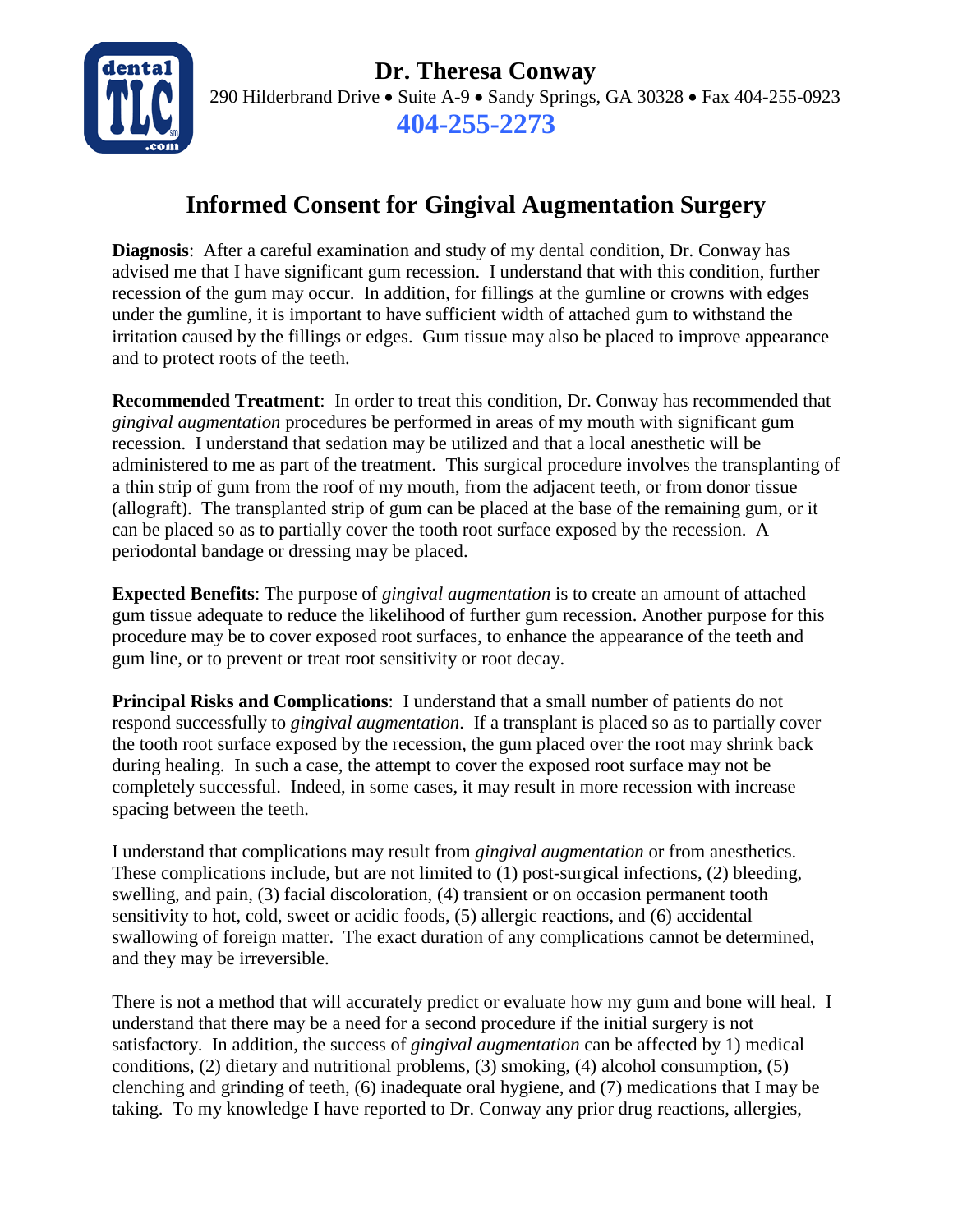# Dr. Theresa Conway

290 Hilderbrand Drive • Suite A-9 • Sandy Springs, GA 30328 • Fax 404-255-0923

**404-255-2273**

## Informed Consent for Gingival Augmentation Surgery

**Diagnosis**: After a careful examination and study of my dental condition, Dr. Conway has advised me that I have significant gum recession. I understand that with this condition, further recession of the gum may occur. In addition, for fillings at the gumline or crowns with edges under the gumline, it is important to have sufficient width of attached gum to withstand the irritation caused by the fillings or edges. Gum tissue may also be placed to improve appearance and to protect roots of the teeth.

**Recommended Treatment**: In order to treat this condition, Dr. Conway has recommended that *gingival augmentation* procedures be performed in areas of my mouth with significant gum recession. I understand that sedation may be utilized and that a local anesthetic will be administered to me as part of the treatment. This surgical procedure involves the transplanting of a thin strip of gum from the roof of my mouth, from the adjacent teeth, or from donor tissue (allograft). The transplanted strip of gum can be placed at the base of the remaining gum, or it can be placed so as to partially cover the tooth root surface exposed by the recession. A periodontal bandage or dressing may be placed.

**Expected Benefits**: The purpose of *gingival augmentation* is to create an amount of attached gum tissue adequate to reduce the likelihood of further gum recession. Another purpose for this procedure may be to cover exposed root surfaces, to enhance the appearance of the teeth and gum line, or to prevent or treat root sensitivity or root decay.

**Principal Risks and Complications**: I understand that a small number of patients do not respond successfully to *gingival augmentation*. If a transplant is placed so as to partially cover the tooth root surface exposed by the recession, the gum placed over the root may shrink back during healing. In such a case, the attempt to cover the exposed root surface may not be completely successful. Indeed, in some cases, it may result in more recession with increase spacing between the teeth.

I understand that complications may result from *gingival augmentation* or from anesthetics. These complications include, but are not limited to (1) post-surgical infections, (2) bleeding, swelling, and pain, (3) facial discoloration, (4) transient or on occasion permanent tooth sensitivity to hot, cold, sweet or acidic foods, (5) allergic reactions, and (6) accidental swallowing of foreign matter. The exact duration of any complications cannot be determined, and they may be irreversible.

There is not a method that will accurately predict or evaluate how my gum and bone will heal. I understand that there may be a need for a second procedure if the initial surgery is not satisfactory. In addition, the success of *gingival augmentation* can be affected by 1) medical conditions, (2) dietary and nutritional problems, (3) smoking, (4) alcohol consumption, (5) clenching and grinding of teeth, (6) inadequate oral hygiene, and (7) medications that I may be taking. To my knowledge I have reported to Dr. Conway any prior drug reactions, allergies,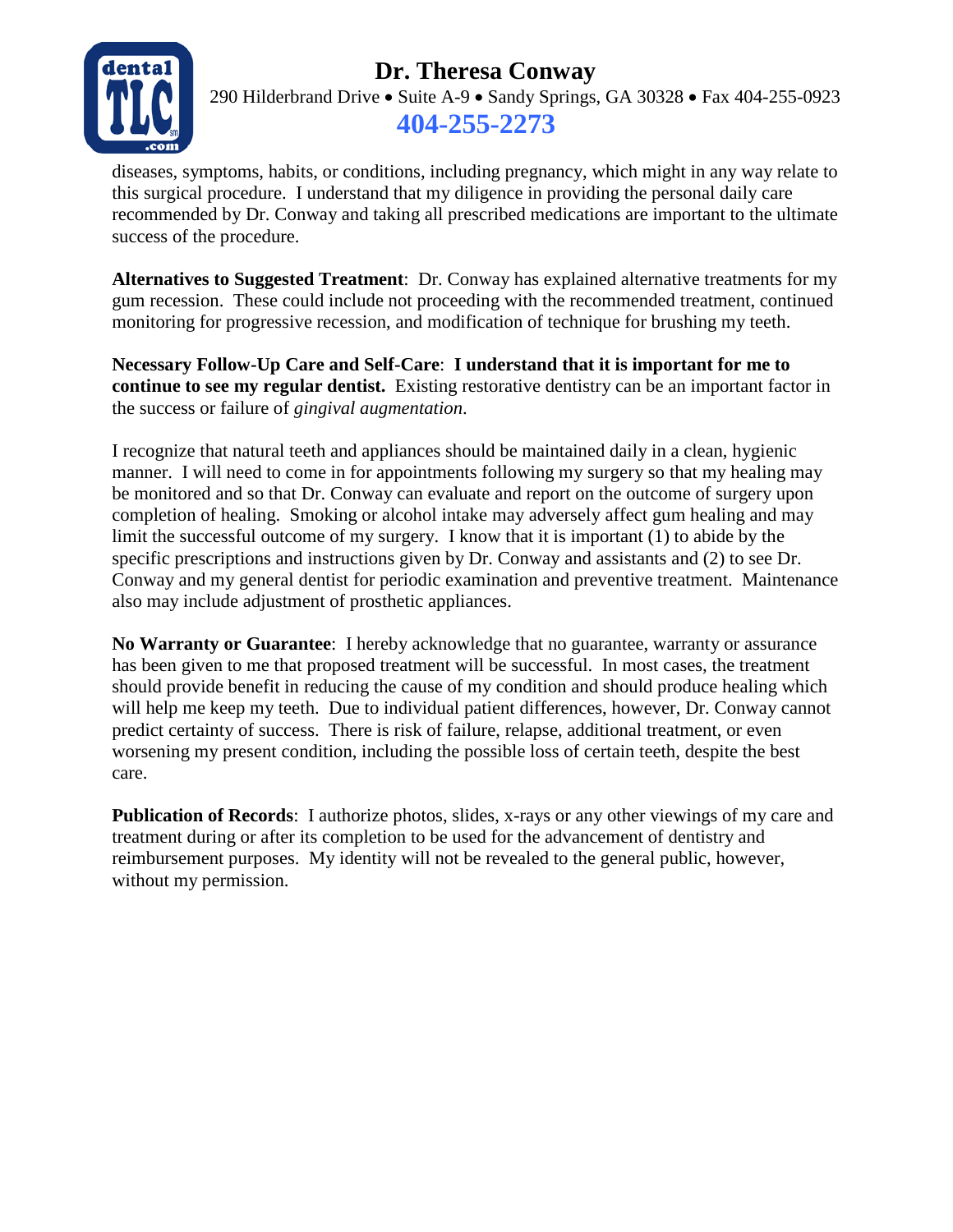diseases, symptoms, habits, or conditions, including pregnancy, which might in any way relate to this surgical procedure. I understand that my diligence in providing the personal daily care recommended by Dr. Conway and taking all prescribed medications are important to the ultimate success of the procedure.

**Alternatives to Suggested Treatment**: Dr. Conway has explained alternative treatments for my gum recession. These could include not proceeding with the recommended treatment, continued monitoring for progressive recession, and modification of technique for brushing my teeth.

**Necessary Follow-Up Care and Self-Care**: **I understand that it is important for me to continue to see my regular dentist.** Existing restorative dentistry can be an important factor in the success or failure of *gingival augmentation*.

I recognize that natural teeth and appliances should be maintained daily in a clean, hygienic manner. I will need to come in for appointments following my surgery so that my healing may be monitored and so that Dr. Conway can evaluate and report on the outcome of surgery upon completion of healing. Smoking or alcohol intake may adversely affect gum healing and may limit the successful outcome of my surgery. I know that it is important (1) to abide by the specific prescriptions and instructions given by Dr. Conway and assistants and (2) to see Dr. Conway and my general dentist for periodic examination and preventive treatment. Maintenance also may include adjustment of prosthetic appliances.

**No Warranty or Guarantee**: I hereby acknowledge that no guarantee, warranty or assurance has been given to me that proposed treatment will be successful. In most cases, the treatment should provide benefit in reducing the cause of my condition and should produce healing which will help me keep my teeth. Due to individual patient differences, however, Dr. Conway cannot predict certainty of success. There is risk of failure, relapse, additional treatment, or even worsening my present condition, including the possible loss of certain teeth, despite the best care.

**Publication of Records**: I authorize photos, slides, x-rays or any other viewings of my care and treatment during or after its completion to be used for the advancement of dentistry and reimbursement purposes. My identity will not be revealed to the general public, however, without my permission.